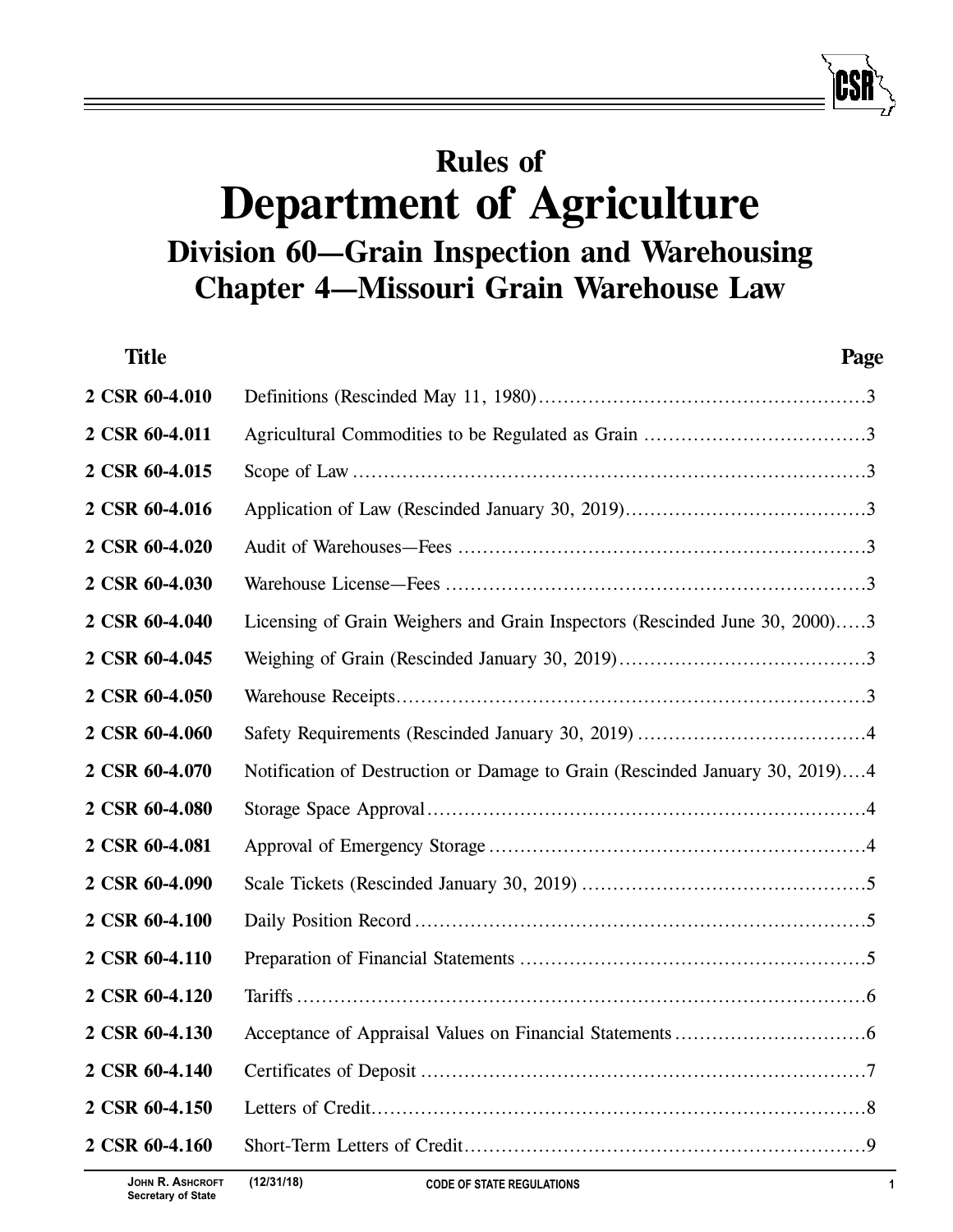# Rules of
# Department of Agriculture
## Division 60—Grain Inspection and Warehousing
## Chapter 4—Missouri Grain Warehouse Law

| Title | | Page |
|---|---|---|
| 2 CSR 60-4.010 | Definitions (Rescinded May 11, 1980) | 3 |
| 2 CSR 60-4.011 | Agricultural Commodities to be Regulated as Grain | 3 |
| 2 CSR 60-4.015 | Scope of Law | 3 |
| 2 CSR 60-4.016 | Application of Law (Rescinded January 30, 2019) | 3 |
| 2 CSR 60-4.020 | Audit of Warehouses—Fees | 3 |
| 2 CSR 60-4.030 | Warehouse License—Fees | 3 |
| 2 CSR 60-4.040 | Licensing of Grain Weighers and Grain Inspectors (Rescinded June 30, 2000) | 3 |
| 2 CSR 60-4.045 | Weighing of Grain (Rescinded January 30, 2019) | 3 |
| 2 CSR 60-4.050 | Warehouse Receipts | 3 |
| 2 CSR 60-4.060 | Safety Requirements (Rescinded January 30, 2019) | 4 |
| 2 CSR 60-4.070 | Notification of Destruction or Damage to Grain (Rescinded January 30, 2019) | 4 |
| 2 CSR 60-4.080 | Storage Space Approval | 4 |
| 2 CSR 60-4.081 | Approval of Emergency Storage | 4 |
| 2 CSR 60-4.090 | Scale Tickets (Rescinded January 30, 2019) | 5 |
| 2 CSR 60-4.100 | Daily Position Record | 5 |
| 2 CSR 60-4.110 | Preparation of Financial Statements | 5 |
| 2 CSR 60-4.120 | Tariffs | 6 |
| 2 CSR 60-4.130 | Acceptance of Appraisal Values on Financial Statements | 6 |
| 2 CSR 60-4.140 | Certificates of Deposit | 7 |
| 2 CSR 60-4.150 | Letters of Credit | 8 |
| 2 CSR 60-4.160 | Short-Term Letters of Credit | 9 |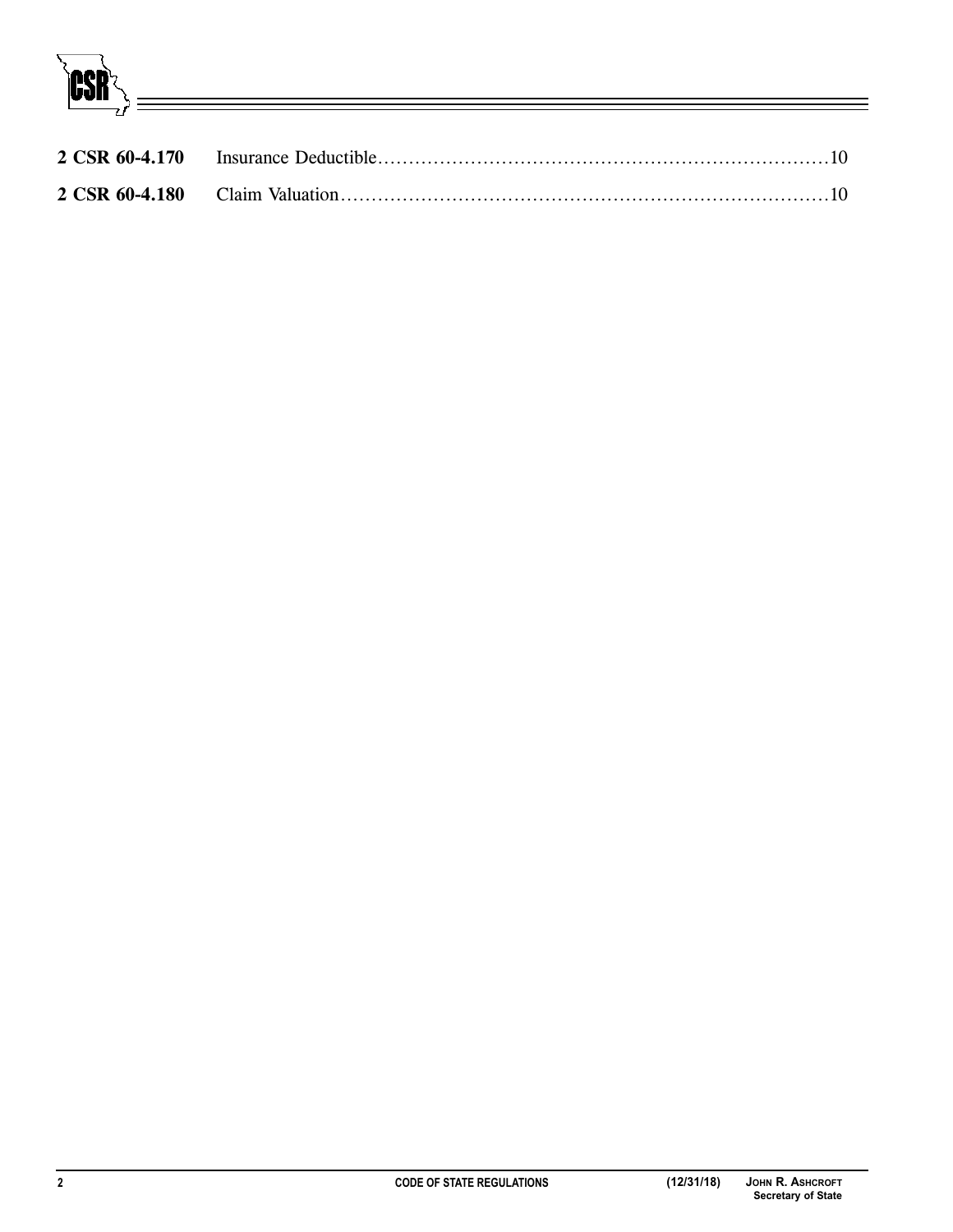**2 CSR 60-4.170** Insurance Deductible……………………………………………………………10

**2 CSR 60-4.180** Claim Valuation…………………………………………………………………10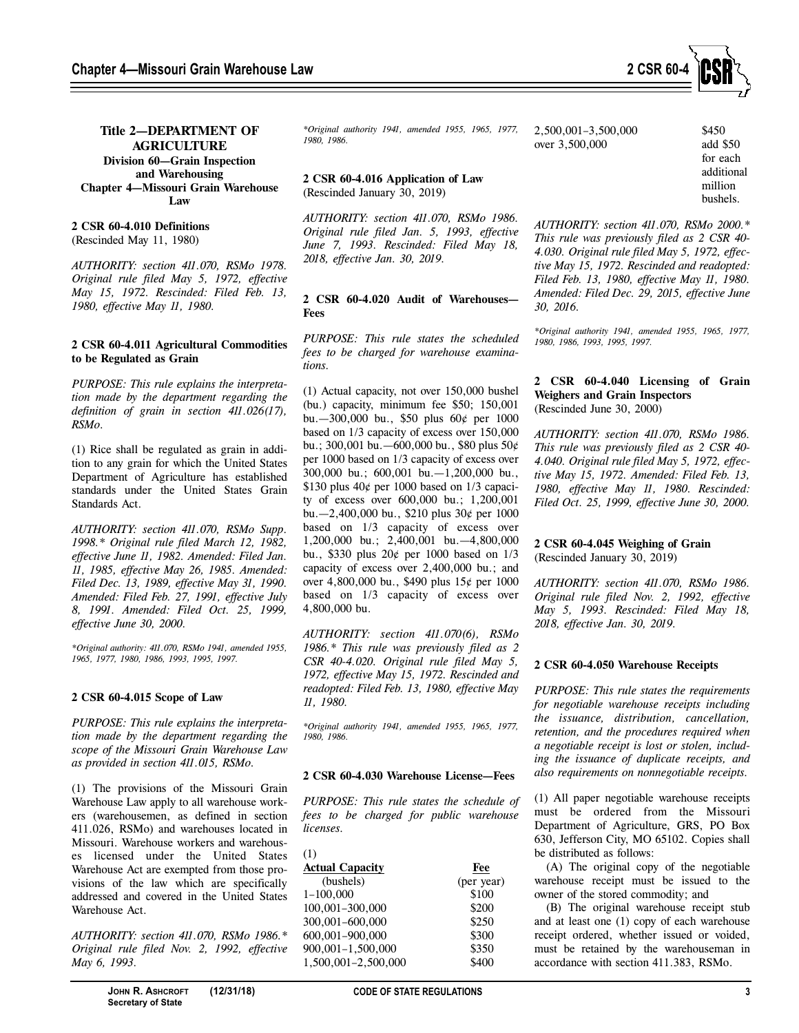# Title 2—DEPARTMENT OF AGRICULTURE
## Division 60—Grain Inspection and Warehousing
## Chapter 4—Missouri Grain Warehouse Law

**2 CSR 60-4.010 Definitions**
(Rescinded May 11, 1980)

*AUTHORITY: section 411.070, RSMo 1978. Original rule filed May 5, 1972, effective May 15, 1972. Rescinded: Filed Feb. 13, 1980, effective May 11, 1980.*

**2 CSR 60-4.011 Agricultural Commodities to be Regulated as Grain**

*PURPOSE: This rule explains the interpretation made by the department regarding the definition of grain in section 411.026(17), RSMo.*

(1) Rice shall be regulated as grain in addition to any grain for which the United States Department of Agriculture has established standards under the United States Grain Standards Act.

*AUTHORITY: section 411.070, RSMo Supp. 1998.\* Original rule filed March 12, 1982, effective June 11, 1982. Amended: Filed Jan. 11, 1985, effective May 26, 1985. Amended: Filed Dec. 13, 1989, effective May 31, 1990. Amended: Filed Feb. 27, 1991, effective July 8, 1991. Amended: Filed Oct. 25, 1999, effective June 30, 2000.*

*\*Original authority: 411.070, RSMo 1941, amended 1955, 1965, 1977, 1980, 1986, 1993, 1995, 1997.*

**2 CSR 60-4.015 Scope of Law**

*PURPOSE: This rule explains the interpretation made by the department regarding the scope of the Missouri Grain Warehouse Law as provided in section 411.015, RSMo.*

(1) The provisions of the Missouri Grain Warehouse Law apply to all warehouse workers (warehousemen, as defined in section 411.026, RSMo) and warehouses located in Missouri. Warehouse workers and warehouses licensed under the United States Warehouse Act are exempted from those provisions of the law which are specifically addressed and covered in the United States Warehouse Act.

*AUTHORITY: section 411.070, RSMo 1986.\* Original rule filed Nov. 2, 1992, effective May 6, 1993.*

*\*Original authority 1941, amended 1955, 1965, 1977, 1980, 1986.*

**2 CSR 60-4.016 Application of Law**
(Rescinded January 30, 2019)

*AUTHORITY: section 411.070, RSMo 1986. Original rule filed Jan. 5, 1993, effective June 7, 1993. Rescinded: Filed May 18, 2018, effective Jan. 30, 2019.*

**2 CSR 60-4.020 Audit of Warehouses—Fees**

*PURPOSE: This rule states the scheduled fees to be charged for warehouse examinations.*

(1) Actual capacity, not over 150,000 bushel (bu.) capacity, minimum fee $50; 150,001 bu.—300,000 bu., $50 plus 60¢ per 1000 based on 1/3 capacity of excess over 150,000 bu.; 300,001 bu.—600,000 bu., $80 plus 50¢ per 1000 based on 1/3 capacity of excess over 300,000 bu.; 600,001 bu.—1,200,000 bu., $130 plus 40¢ per 1000 based on 1/3 capacity of excess over 600,000 bu.; 1,200,001 bu.—2,400,000 bu., $210 plus 30¢ per 1000 based on 1/3 capacity of excess over 1,200,000 bu.; 2,400,001 bu.—4,800,000 bu., $330 plus 20¢ per 1000 based on 1/3 capacity of excess over 2,400,000 bu.; and over 4,800,000 bu., $490 plus 15¢ per 1000 based on 1/3 capacity of excess over 4,800,000 bu.

*AUTHORITY: section 411.070(6), RSMo 1986.\* This rule was previously filed as 2 CSR 40-4.020. Original rule filed May 5, 1972, effective May 15, 1972. Rescinded and readopted: Filed Feb. 13, 1980, effective May 11, 1980.*

*\*Original authority 1941, amended 1955, 1965, 1977, 1980, 1986.*

**2 CSR 60-4.030 Warehouse License—Fees**

*PURPOSE: This rule states the schedule of fees to be charged for public warehouse licenses.*

(1)

| **Actual Capacity** (bushels) | **Fee** (per year) |
|---|---|
| 1–100,000 | $100 |
| 100,001–300,000 | $200 |
| 300,001–600,000 | $250 |
| 600,001–900,000 | $300 |
| 900,001–1,500,000 | $350 |
| 1,500,001–2,500,000 | $400 |
| 2,500,001–3,500,000 | $450 |
| over 3,500,000 | add $50 for each additional million bushels. |

*AUTHORITY: section 411.070, RSMo 2000.\* This rule was previously filed as 2 CSR 40-4.030. Original rule filed May 5, 1972, effective May 15, 1972. Rescinded and readopted: Filed Feb. 13, 1980, effective May 11, 1980. Amended: Filed Dec. 29, 2015, effective June 30, 2016.*

*\*Original authority 1941, amended 1955, 1965, 1977, 1980, 1986, 1993, 1995, 1997.*

**2 CSR 60-4.040 Licensing of Grain Weighers and Grain Inspectors**
(Rescinded June 30, 2000)

*AUTHORITY: section 411.070, RSMo 1986. This rule was previously filed as 2 CSR 40-4.040. Original rule filed May 5, 1972, effective May 15, 1972. Amended: Filed Feb. 13, 1980, effective May 11, 1980. Rescinded: Filed Oct. 25, 1999, effective June 30, 2000.*

**2 CSR 60-4.045 Weighing of Grain**
(Rescinded January 30, 2019)

*AUTHORITY: section 411.070, RSMo 1986. Original rule filed Nov. 2, 1992, effective May 5, 1993. Rescinded: Filed May 18, 2018, effective Jan. 30, 2019.*

**2 CSR 60-4.050 Warehouse Receipts**

*PURPOSE: This rule states the requirements for negotiable warehouse receipts including the issuance, distribution, cancellation, retention, and the procedures required when a negotiable receipt is lost or stolen, including the issuance of duplicate receipts, and also requirements on nonnegotiable receipts.*

(1) All paper negotiable warehouse receipts must be ordered from the Missouri Department of Agriculture, GRS, PO Box 630, Jefferson City, MO 65102. Copies shall be distributed as follows:

(A) The original copy of the negotiable warehouse receipt must be issued to the owner of the stored commodity; and

(B) The original warehouse receipt stub and at least one (1) copy of each warehouse receipt ordered, whether issued or voided, must be retained by the warehouseman in accordance with section 411.383, RSMo.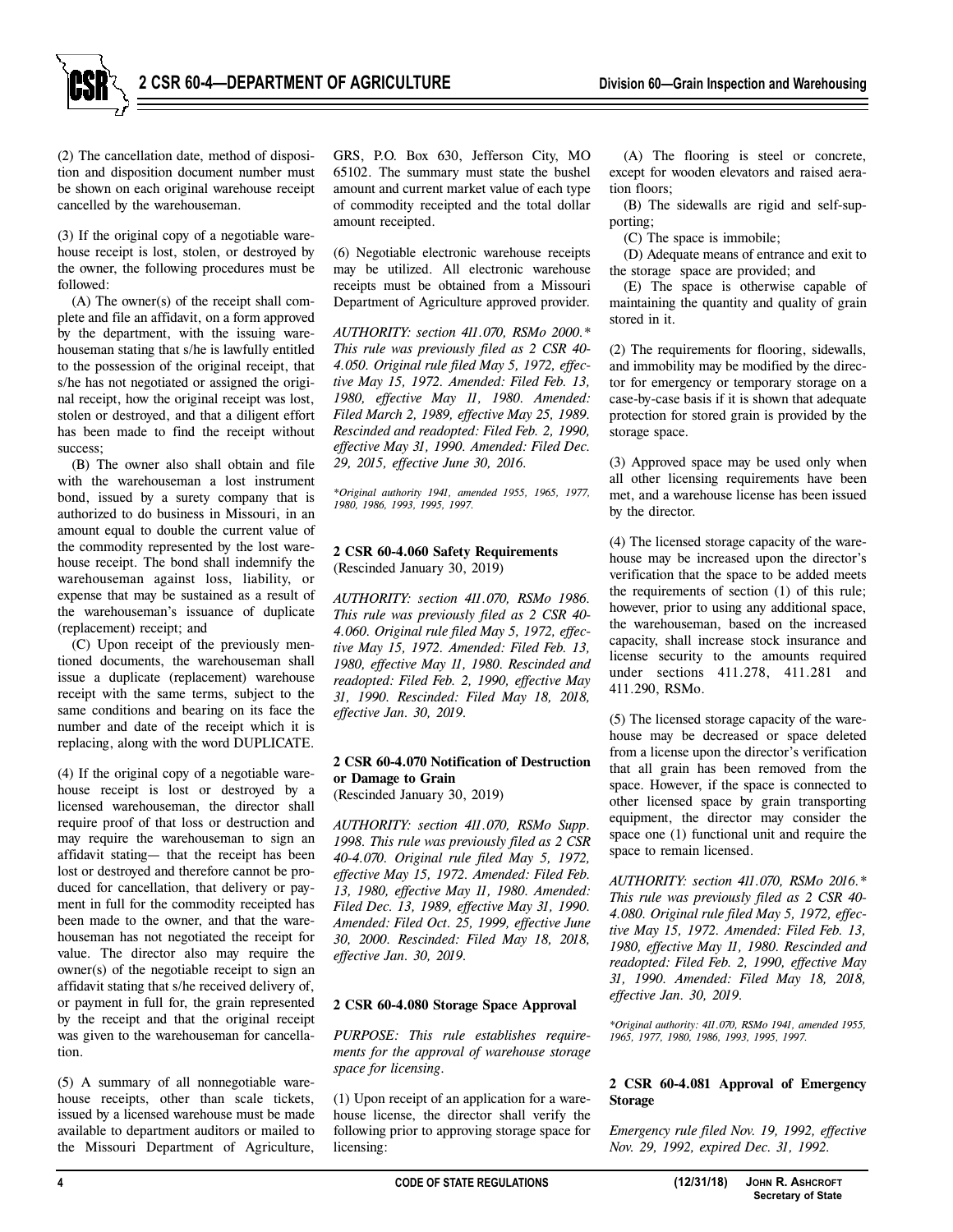(2) The cancellation date, method of disposition and disposition document number must be shown on each original warehouse receipt cancelled by the warehouseman.

(3) If the original copy of a negotiable warehouse receipt is lost, stolen, or destroyed by the owner, the following procedures must be followed:

(A) The owner(s) of the receipt shall complete and file an affidavit, on a form approved by the department, with the issuing warehouseman stating that s/he is lawfully entitled to the possession of the original receipt, that s/he has not negotiated or assigned the original receipt, how the original receipt was lost, stolen or destroyed, and that a diligent effort has been made to find the receipt without success;

(B) The owner also shall obtain and file with the warehouseman a lost instrument bond, issued by a surety company that is authorized to do business in Missouri, in an amount equal to double the current value of the commodity represented by the lost warehouse receipt. The bond shall indemnify the warehouseman against loss, liability, or expense that may be sustained as a result of the warehouseman's issuance of duplicate (replacement) receipt; and

(C) Upon receipt of the previously mentioned documents, the warehouseman shall issue a duplicate (replacement) warehouse receipt with the same terms, subject to the same conditions and bearing on its face the number and date of the receipt which it is replacing, along with the word DUPLICATE.

(4) If the original copy of a negotiable warehouse receipt is lost or destroyed by a licensed warehouseman, the director shall require proof of that loss or destruction and may require the warehouseman to sign an affidavit stating— that the receipt has been lost or destroyed and therefore cannot be produced for cancellation, that delivery or payment in full for the commodity receipted has been made to the owner, and that the warehouseman has not negotiated the receipt for value. The director also may require the owner(s) of the negotiable receipt to sign an affidavit stating that s/he received delivery of, or payment in full for, the grain represented by the receipt and that the original receipt was given to the warehouseman for cancellation.

(5) A summary of all nonnegotiable warehouse receipts, other than scale tickets, issued by a licensed warehouse must be made available to department auditors or mailed to the Missouri Department of Agriculture, GRS, P.O. Box 630, Jefferson City, MO 65102. The summary must state the bushel amount and current market value of each type of commodity receipted and the total dollar amount receipted.

(6) Negotiable electronic warehouse receipts may be utilized. All electronic warehouse receipts must be obtained from a Missouri Department of Agriculture approved provider.

*AUTHORITY: section 411.070, RSMo 2000.\* This rule was previously filed as 2 CSR 40-4.050. Original rule filed May 5, 1972, effective May 15, 1972. Amended: Filed Feb. 13, 1980, effective May 11, 1980. Amended: Filed March 2, 1989, effective May 25, 1989. Rescinded and readopted: Filed Feb. 2, 1990, effective May 31, 1990. Amended: Filed Dec. 29, 2015, effective June 30, 2016.*

*\*Original authority 1941, amended 1955, 1965, 1977, 1980, 1986, 1993, 1995, 1997.*

### 2 CSR 60-4.060 Safety Requirements
(Rescinded January 30, 2019)

*AUTHORITY: section 411.070, RSMo 1986. This rule was previously filed as 2 CSR 40-4.060. Original rule filed May 5, 1972, effective May 15, 1972. Amended: Filed Feb. 13, 1980, effective May 11, 1980. Rescinded and readopted: Filed Feb. 2, 1990, effective May 31, 1990. Rescinded: Filed May 18, 2018, effective Jan. 30, 2019.*

### 2 CSR 60-4.070 Notification of Destruction or Damage to Grain
(Rescinded January 30, 2019)

*AUTHORITY: section 411.070, RSMo Supp. 1998. This rule was previously filed as 2 CSR 40-4.070. Original rule filed May 5, 1972, effective May 15, 1972. Amended: Filed Feb. 13, 1980, effective May 11, 1980. Amended: Filed Dec. 13, 1989, effective May 31, 1990. Amended: Filed Oct. 25, 1999, effective June 30, 2000. Rescinded: Filed May 18, 2018, effective Jan. 30, 2019.*

### 2 CSR 60-4.080 Storage Space Approval

*PURPOSE: This rule establishes requirements for the approval of warehouse storage space for licensing.*

(1) Upon receipt of an application for a warehouse license, the director shall verify the following prior to approving storage space for licensing:

(A) The flooring is steel or concrete, except for wooden elevators and raised aeration floors;

(B) The sidewalls are rigid and self-supporting;

(C) The space is immobile;

(D) Adequate means of entrance and exit to the storage space are provided; and

(E) The space is otherwise capable of maintaining the quantity and quality of grain stored in it.

(2) The requirements for flooring, sidewalls, and immobility may be modified by the director for emergency or temporary storage on a case-by-case basis if it is shown that adequate protection for stored grain is provided by the storage space.

(3) Approved space may be used only when all other licensing requirements have been met, and a warehouse license has been issued by the director.

(4) The licensed storage capacity of the warehouse may be increased upon the director's verification that the space to be added meets the requirements of section (1) of this rule; however, prior to using any additional space, the warehouseman, based on the increased capacity, shall increase stock insurance and license security to the amounts required under sections 411.278, 411.281 and 411.290, RSMo.

(5) The licensed storage capacity of the warehouse may be decreased or space deleted from a license upon the director's verification that all grain has been removed from the space. However, if the space is connected to other licensed space by grain transporting equipment, the director may consider the space one (1) functional unit and require the space to remain licensed.

*AUTHORITY: section 411.070, RSMo 2016.\* This rule was previously filed as 2 CSR 40-4.080. Original rule filed May 5, 1972, effective May 15, 1972. Amended: Filed Feb. 13, 1980, effective May 11, 1980. Rescinded and readopted: Filed Feb. 2, 1990, effective May 31, 1990. Amended: Filed May 18, 2018, effective Jan. 30, 2019.*

*\*Original authority: 411.070, RSMo 1941, amended 1955, 1965, 1977, 1980, 1986, 1993, 1995, 1997.*

### 2 CSR 60-4.081 Approval of Emergency Storage

*Emergency rule filed Nov. 19, 1992, effective Nov. 29, 1992, expired Dec. 31, 1992.*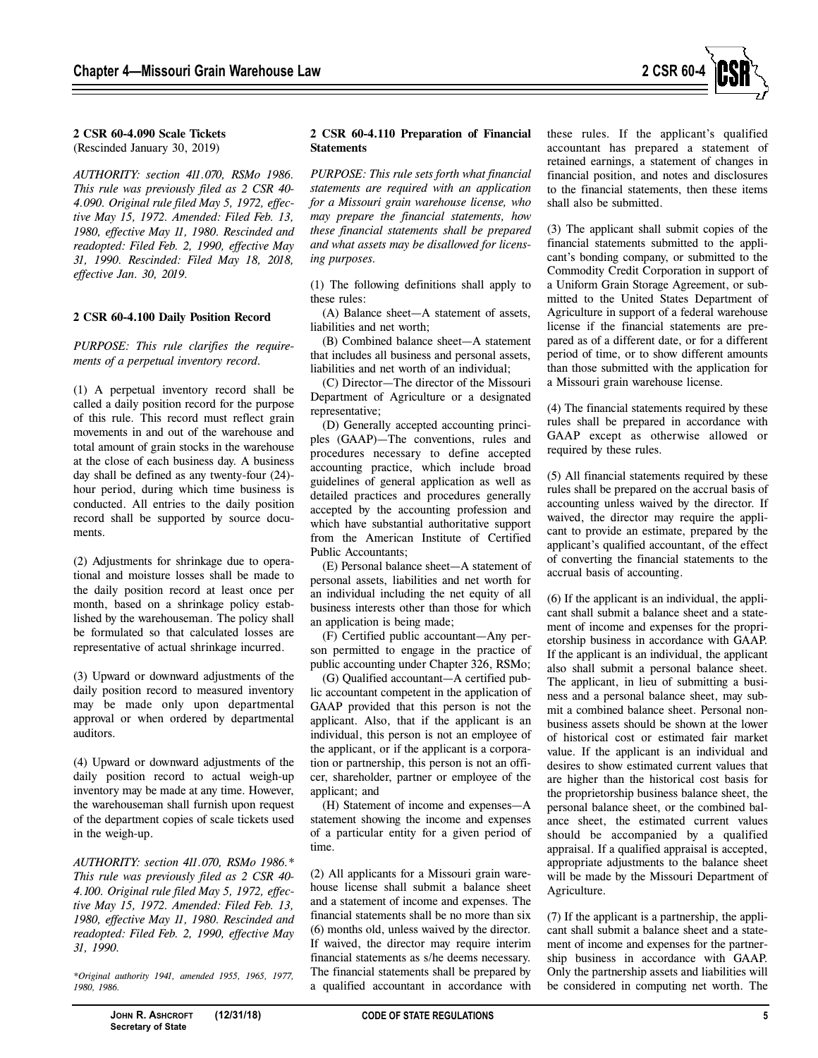**2 CSR 60-4.090 Scale Tickets**
(Rescinded January 30, 2019)

*AUTHORITY: section 411.070, RSMo 1986. This rule was previously filed as 2 CSR 40-4.090. Original rule filed May 5, 1972, effective May 15, 1972. Amended: Filed Feb. 13, 1980, effective May 11, 1980. Rescinded and readopted: Filed Feb. 2, 1990, effective May 31, 1990. Rescinded: Filed May 18, 2018, effective Jan. 30, 2019.*

**2 CSR 60-4.100 Daily Position Record**

*PURPOSE: This rule clarifies the requirements of a perpetual inventory record.*

(1) A perpetual inventory record shall be called a daily position record for the purpose of this rule. This record must reflect grain movements in and out of the warehouse and total amount of grain stocks in the warehouse at the close of each business day. A business day shall be defined as any twenty-four (24)-hour period, during which time business is conducted. All entries to the daily position record shall be supported by source documents.

(2) Adjustments for shrinkage due to operational and moisture losses shall be made to the daily position record at least once per month, based on a shrinkage policy established by the warehouseman. The policy shall be formulated so that calculated losses are representative of actual shrinkage incurred.

(3) Upward or downward adjustments of the daily position record to measured inventory may be made only upon departmental approval or when ordered by departmental auditors.

(4) Upward or downward adjustments of the daily position record to actual weigh-up inventory may be made at any time. However, the warehouseman shall furnish upon request of the department copies of scale tickets used in the weigh-up.

*AUTHORITY: section 411.070, RSMo 1986.\* This rule was previously filed as 2 CSR 40-4.100. Original rule filed May 5, 1972, effective May 15, 1972. Amended: Filed Feb. 13, 1980, effective May 11, 1980. Rescinded and readopted: Filed Feb. 2, 1990, effective May 31, 1990.*

*\*Original authority 1941, amended 1955, 1965, 1977, 1980, 1986.*

**2 CSR 60-4.110 Preparation of Financial Statements**

*PURPOSE: This rule sets forth what financial statements are required with an application for a Missouri grain warehouse license, who may prepare the financial statements, how these financial statements shall be prepared and what assets may be disallowed for licensing purposes.*

(1) The following definitions shall apply to these rules:

(A) Balance sheet—A statement of assets, liabilities and net worth;

(B) Combined balance sheet—A statement that includes all business and personal assets, liabilities and net worth of an individual;

(C) Director—The director of the Missouri Department of Agriculture or a designated representative;

(D) Generally accepted accounting principles (GAAP)—The conventions, rules and procedures necessary to define accepted accounting practice, which include broad guidelines of general application as well as detailed practices and procedures generally accepted by the accounting profession and which have substantial authoritative support from the American Institute of Certified Public Accountants;

(E) Personal balance sheet—A statement of personal assets, liabilities and net worth for an individual including the net equity of all business interests other than those for which an application is being made;

(F) Certified public accountant—Any person permitted to engage in the practice of public accounting under Chapter 326, RSMo;

(G) Qualified accountant—A certified public accountant competent in the application of GAAP provided that this person is not the applicant. Also, that if the applicant is an individual, this person is not an employee of the applicant, or if the applicant is a corporation or partnership, this person is not an officer, shareholder, partner or employee of the applicant; and

(H) Statement of income and expenses—A statement showing the income and expenses of a particular entity for a given period of time.

(2) All applicants for a Missouri grain warehouse license shall submit a balance sheet and a statement of income and expenses. The financial statements shall be no more than six (6) months old, unless waived by the director. If waived, the director may require interim financial statements as s/he deems necessary. The financial statements shall be prepared by a qualified accountant in accordance with these rules. If the applicant's qualified accountant has prepared a statement of retained earnings, a statement of changes in financial position, and notes and disclosures to the financial statements, then these items shall also be submitted.

(3) The applicant shall submit copies of the financial statements submitted to the applicant's bonding company, or submitted to the Commodity Credit Corporation in support of a Uniform Grain Storage Agreement, or submitted to the United States Department of Agriculture in support of a federal warehouse license if the financial statements are prepared as of a different date, or for a different period of time, or to show different amounts than those submitted with the application for a Missouri grain warehouse license.

(4) The financial statements required by these rules shall be prepared in accordance with GAAP except as otherwise allowed or required by these rules.

(5) All financial statements required by these rules shall be prepared on the accrual basis of accounting unless waived by the director. If waived, the director may require the applicant to provide an estimate, prepared by the applicant's qualified accountant, of the effect of converting the financial statements to the accrual basis of accounting.

(6) If the applicant is an individual, the applicant shall submit a balance sheet and a statement of income and expenses for the proprietorship business in accordance with GAAP. If the applicant is an individual, the applicant also shall submit a personal balance sheet. The applicant, in lieu of submitting a business and a personal balance sheet, may submit a combined balance sheet. Personal nonbusiness assets should be shown at the lower of historical cost or estimated fair market value. If the applicant is an individual and desires to show estimated current values that are higher than the historical cost basis for the proprietorship business balance sheet, the personal balance sheet, or the combined balance sheet, the estimated current values should be accompanied by a qualified appraisal. If a qualified appraisal is accepted, appropriate adjustments to the balance sheet will be made by the Missouri Department of Agriculture.

(7) If the applicant is a partnership, the applicant shall submit a balance sheet and a statement of income and expenses for the partnership business in accordance with GAAP. Only the partnership assets and liabilities will be considered in computing net worth. The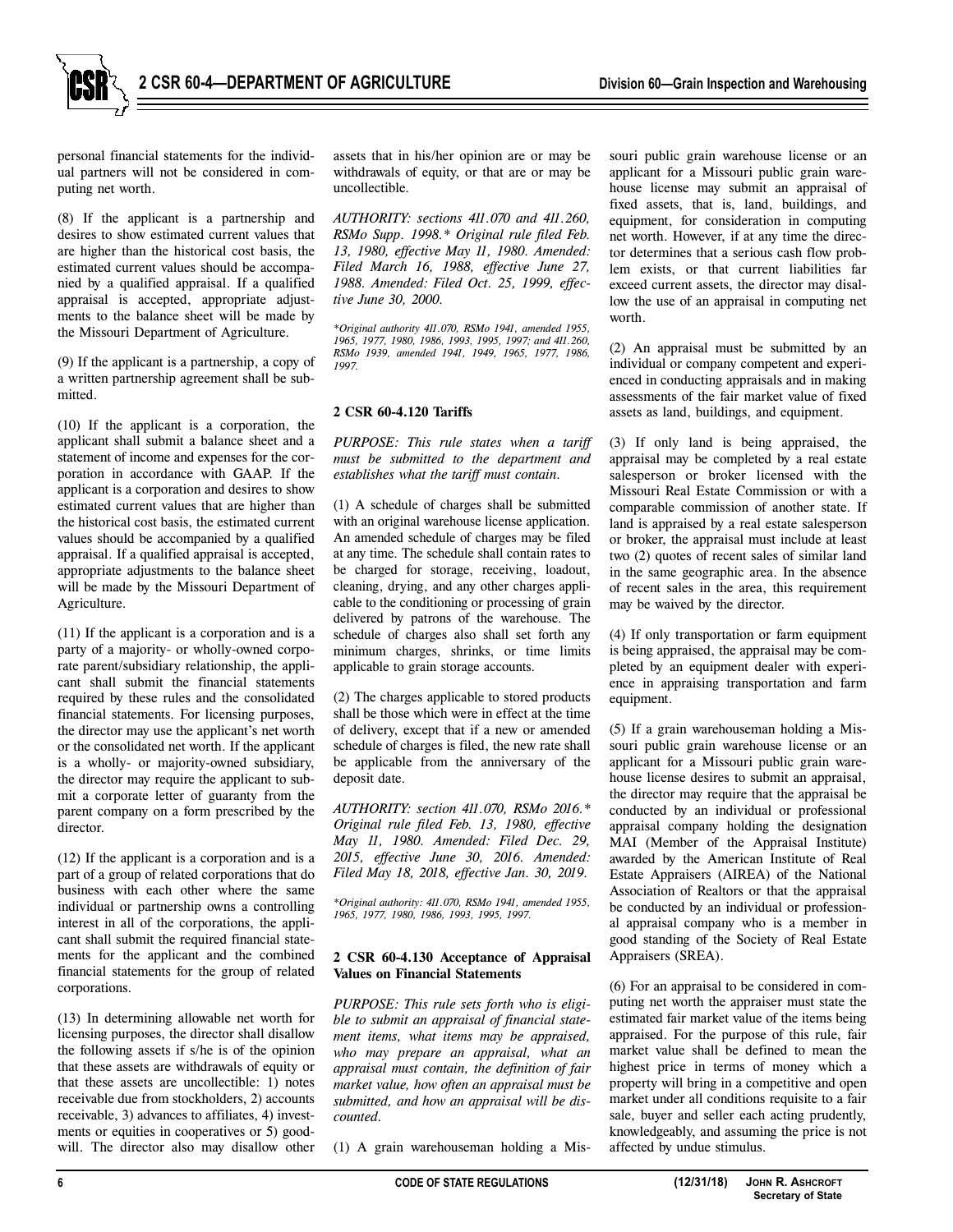personal financial statements for the individual partners will not be considered in computing net worth.

(8) If the applicant is a partnership and desires to show estimated current values that are higher than the historical cost basis, the estimated current values should be accompanied by a qualified appraisal. If a qualified appraisal is accepted, appropriate adjustments to the balance sheet will be made by the Missouri Department of Agriculture.

(9) If the applicant is a partnership, a copy of a written partnership agreement shall be submitted.

(10) If the applicant is a corporation, the applicant shall submit a balance sheet and a statement of income and expenses for the corporation in accordance with GAAP. If the applicant is a corporation and desires to show estimated current values that are higher than the historical cost basis, the estimated current values should be accompanied by a qualified appraisal. If a qualified appraisal is accepted, appropriate adjustments to the balance sheet will be made by the Missouri Department of Agriculture.

(11) If the applicant is a corporation and is a party of a majority- or wholly-owned corporate parent/subsidiary relationship, the applicant shall submit the financial statements required by these rules and the consolidated financial statements. For licensing purposes, the director may use the applicant's net worth or the consolidated net worth. If the applicant is a wholly- or majority-owned subsidiary, the director may require the applicant to submit a corporate letter of guaranty from the parent company on a form prescribed by the director.

(12) If the applicant is a corporation and is a part of a group of related corporations that do business with each other where the same individual or partnership owns a controlling interest in all of the corporations, the applicant shall submit the required financial statements for the applicant and the combined financial statements for the group of related corporations.

(13) In determining allowable net worth for licensing purposes, the director shall disallow the following assets if s/he is of the opinion that these assets are withdrawals of equity or that these assets are uncollectible: 1) notes receivable due from stockholders, 2) accounts receivable, 3) advances to affiliates, 4) investments or equities in cooperatives or 5) goodwill. The director also may disallow other assets that in his/her opinion are or may be withdrawals of equity, or that are or may be uncollectible.

*AUTHORITY: sections 411.070 and 411.260, RSMo Supp. 1998.\* Original rule filed Feb. 13, 1980, effective May 11, 1980. Amended: Filed March 16, 1988, effective June 27, 1988. Amended: Filed Oct. 25, 1999, effective June 30, 2000.*

*\*Original authority 411.070, RSMo 1941, amended 1955, 1965, 1977, 1980, 1986, 1993, 1995, 1997; and 411.260, RSMo 1939, amended 1941, 1949, 1965, 1977, 1986, 1997.*

**2 CSR 60-4.120 Tariffs**

*PURPOSE: This rule states when a tariff must be submitted to the department and establishes what the tariff must contain.*

(1) A schedule of charges shall be submitted with an original warehouse license application. An amended schedule of charges may be filed at any time. The schedule shall contain rates to be charged for storage, receiving, loadout, cleaning, drying, and any other charges applicable to the conditioning or processing of grain delivered by patrons of the warehouse. The schedule of charges also shall set forth any minimum charges, shrinks, or time limits applicable to grain storage accounts.

(2) The charges applicable to stored products shall be those which were in effect at the time of delivery, except that if a new or amended schedule of charges is filed, the new rate shall be applicable from the anniversary of the deposit date.

*AUTHORITY: section 411.070, RSMo 2016.\* Original rule filed Feb. 13, 1980, effective May 11, 1980. Amended: Filed Dec. 29, 2015, effective June 30, 2016. Amended: Filed May 18, 2018, effective Jan. 30, 2019.*

*\*Original authority: 411.070, RSMo 1941, amended 1955, 1965, 1977, 1980, 1986, 1993, 1995, 1997.*

**2 CSR 60-4.130 Acceptance of Appraisal Values on Financial Statements**

*PURPOSE: This rule sets forth who is eligible to submit an appraisal of financial statement items, what items may be appraised, who may prepare an appraisal, what an appraisal must contain, the definition of fair market value, how often an appraisal must be submitted, and how an appraisal will be discounted.*

(1) A grain warehouseman holding a Missouri public grain warehouse license or an applicant for a Missouri public grain warehouse license may submit an appraisal of fixed assets, that is, land, buildings, and equipment, for consideration in computing net worth. However, if at any time the director determines that a serious cash flow problem exists, or that current liabilities far exceed current assets, the director may disallow the use of an appraisal in computing net worth.

(2) An appraisal must be submitted by an individual or company competent and experienced in conducting appraisals and in making assessments of the fair market value of fixed assets as land, buildings, and equipment.

(3) If only land is being appraised, the appraisal may be completed by a real estate salesperson or broker licensed with the Missouri Real Estate Commission or with a comparable commission of another state. If land is appraised by a real estate salesperson or broker, the appraisal must include at least two (2) quotes of recent sales of similar land in the same geographic area. In the absence of recent sales in the area, this requirement may be waived by the director.

(4) If only transportation or farm equipment is being appraised, the appraisal may be completed by an equipment dealer with experience in appraising transportation and farm equipment.

(5) If a grain warehouseman holding a Missouri public grain warehouse license or an applicant for a Missouri public grain warehouse license desires to submit an appraisal, the director may require that the appraisal be conducted by an individual or professional appraisal company holding the designation MAI (Member of the Appraisal Institute) awarded by the American Institute of Real Estate Appraisers (AIREA) of the National Association of Realtors or that the appraisal be conducted by an individual or professional appraisal company who is a member in good standing of the Society of Real Estate Appraisers (SREA).

(6) For an appraisal to be considered in computing net worth the appraiser must state the estimated fair market value of the items being appraised. For the purpose of this rule, fair market value shall be defined to mean the highest price in terms of money which a property will bring in a competitive and open market under all conditions requisite to a fair sale, buyer and seller each acting prudently, knowledgeably, and assuming the price is not affected by undue stimulus.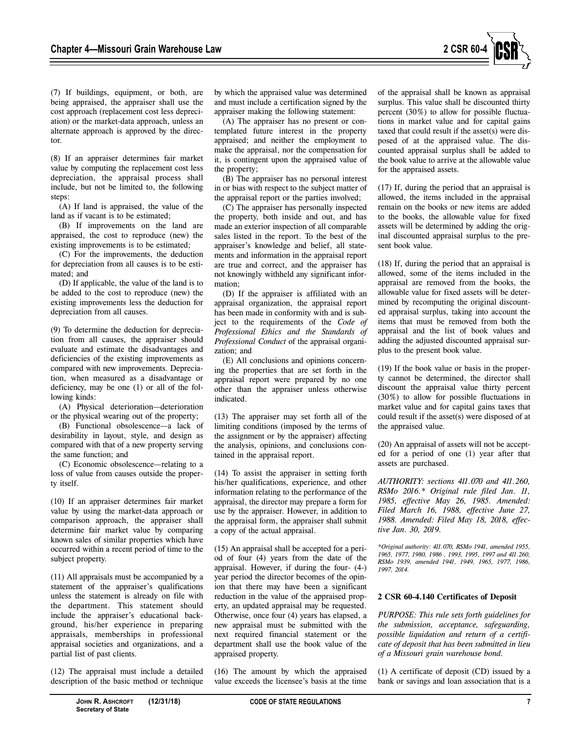(7) If buildings, equipment, or both, are being appraised, the appraiser shall use the cost approach (replacement cost less depreciation) or the market-data approach, unless an alternate approach is approved by the director.

(8) If an appraiser determines fair market value by computing the replacement cost less depreciation, the appraisal process shall include, but not be limited to, the following steps:

(A) If land is appraised, the value of the land as if vacant is to be estimated;

(B) If improvements on the land are appraised, the cost to reproduce (new) the existing improvements is to be estimated;

(C) For the improvements, the deduction for depreciation from all causes is to be estimated; and

(D) If applicable, the value of the land is to be added to the cost to reproduce (new) the existing improvements less the deduction for depreciation from all causes.

(9) To determine the deduction for depreciation from all causes, the appraiser should evaluate and estimate the disadvantages and deficiencies of the existing improvements as compared with new improvements. Depreciation, when measured as a disadvantage or deficiency, may be one (1) or all of the following kinds:

(A) Physical deterioration—deterioration or the physical wearing out of the property;

(B) Functional obsolescence—a lack of desirability in layout, style, and design as compared with that of a new property serving the same function; and

(C) Economic obsolescence—relating to a loss of value from causes outside the property itself.

(10) If an appraiser determines fair market value by using the market-data approach or comparison approach, the appraiser shall determine fair market value by comparing known sales of similar properties which have occurred within a recent period of time to the subject property.

(11) All appraisals must be accompanied by a statement of the appraiser's qualifications unless the statement is already on file with the department. This statement should include the appraiser's educational background, his/her experience in preparing appraisals, memberships in professional appraisal societies and organizations, and a partial list of past clients.

(12) The appraisal must include a detailed description of the basic method or technique by which the appraised value was determined and must include a certification signed by the appraiser making the following statement:

(A) The appraiser has no present or contemplated future interest in the property appraised; and neither the employment to make the appraisal, nor the compensation for it, is contingent upon the appraised value of the property;

(B) The appraiser has no personal interest in or bias with respect to the subject matter of the appraisal report or the parties involved;

(C) The appraiser has personally inspected the property, both inside and out, and has made an exterior inspection of all comparable sales listed in the report. To the best of the appraiser's knowledge and belief, all statements and information in the appraisal report are true and correct, and the appraiser has not knowingly withheld any significant information;

(D) If the appraiser is affiliated with an appraisal organization, the appraisal report has been made in conformity with and is subject to the requirements of the *Code of Professional Ethics and the Standards of Professional Conduct* of the appraisal organization; and

(E) All conclusions and opinions concerning the properties that are set forth in the appraisal report were prepared by no one other than the appraiser unless otherwise indicated.

(13) The appraiser may set forth all of the limiting conditions (imposed by the terms of the assignment or by the appraiser) affecting the analysis, opinions, and conclusions contained in the appraisal report.

(14) To assist the appraiser in setting forth his/her qualifications, experience, and other information relating to the performance of the appraisal, the director may prepare a form for use by the appraiser. However, in addition to the appraisal form, the appraiser shall submit a copy of the actual appraisal.

(15) An appraisal shall be accepted for a period of four (4) years from the date of the appraisal. However, if during the four- (4-) year period the director becomes of the opinion that there may have been a significant reduction in the value of the appraised property, an updated appraisal may be requested. Otherwise, once four (4) years has elapsed, a new appraisal must be submitted with the next required financial statement or the department shall use the book value of the appraised property.

(16) The amount by which the appraised value exceeds the licensee's basis at the time of the appraisal shall be known as appraisal surplus. This value shall be discounted thirty percent (30%) to allow for possible fluctuations in market value and for capital gains taxed that could result if the asset(s) were disposed of at the appraised value. The discounted appraisal surplus shall be added to the book value to arrive at the allowable value for the appraised assets.

(17) If, during the period that an appraisal is allowed, the items included in the appraisal remain on the books or new items are added to the books, the allowable value for fixed assets will be determined by adding the original discounted appraisal surplus to the present book value.

(18) If, during the period that an appraisal is allowed, some of the items included in the appraisal are removed from the books, the allowable value for fixed assets will be determined by recomputing the original discounted appraisal surplus, taking into account the items that must be removed from both the appraisal and the list of book values and adding the adjusted discounted appraisal surplus to the present book value.

(19) If the book value or basis in the property cannot be determined, the director shall discount the appraisal value thirty percent (30%) to allow for possible fluctuations in market value and for capital gains taxes that could result if the asset(s) were disposed of at the appraised value.

(20) An appraisal of assets will not be accepted for a period of one (1) year after that assets are purchased.

*AUTHORITY: sections 411.070 and 411.260, RSMo 2016.\* Original rule filed Jan. 11, 1985, effective May 26, 1985. Amended: Filed March 16, 1988, effective June 27, 1988. Amended: Filed May 18, 2018, effective Jan. 30, 2019.*

*\*Original authority: 411.070, RSMo 1941, amended 1955, 1965, 1977, 1980, 1986 , 1993, 1995, 1997 and 411.260, RSMo 1939, amended 1941, 1949, 1965, 1977, 1986, 1997, 2014.*

### 2 CSR 60-4.140 Certificates of Deposit

*PURPOSE: This rule sets forth guidelines for the submission, acceptance, safeguarding, possible liquidation and return of a certificate of deposit that has been submitted in lieu of a Missouri grain warehouse bond.*

(1) A certificate of deposit (CD) issued by a bank or savings and loan association that is a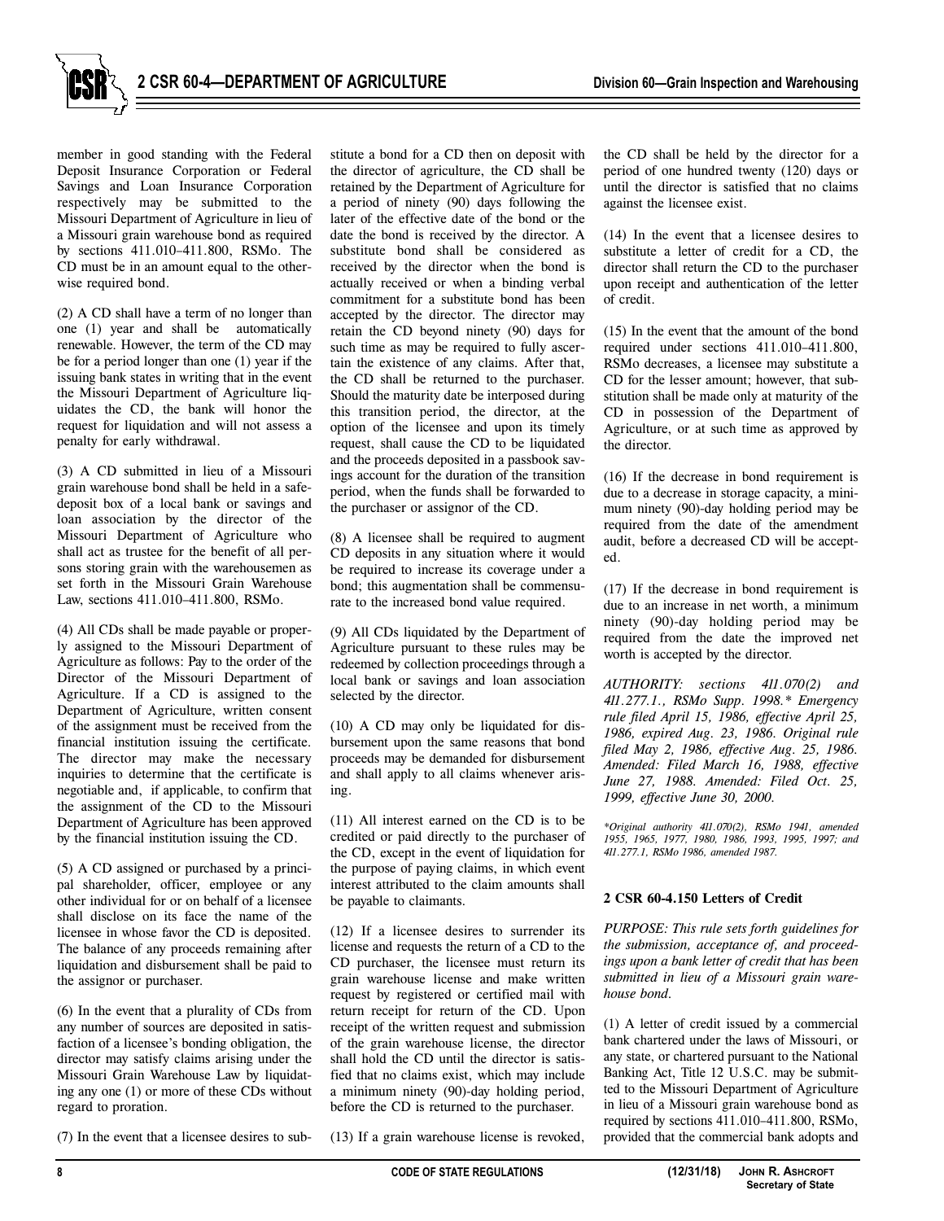member in good standing with the Federal Deposit Insurance Corporation or Federal Savings and Loan Insurance Corporation respectively may be submitted to the Missouri Department of Agriculture in lieu of a Missouri grain warehouse bond as required by sections 411.010–411.800, RSMo. The CD must be in an amount equal to the otherwise required bond.

(2) A CD shall have a term of no longer than one (1) year and shall be automatically renewable. However, the term of the CD may be for a period longer than one (1) year if the issuing bank states in writing that in the event the Missouri Department of Agriculture liquidates the CD, the bank will honor the request for liquidation and will not assess a penalty for early withdrawal.

(3) A CD submitted in lieu of a Missouri grain warehouse bond shall be held in a safe-deposit box of a local bank or savings and loan association by the director of the Missouri Department of Agriculture who shall act as trustee for the benefit of all persons storing grain with the warehousemen as set forth in the Missouri Grain Warehouse Law, sections 411.010–411.800, RSMo.

(4) All CDs shall be made payable or properly assigned to the Missouri Department of Agriculture as follows: Pay to the order of the Director of the Missouri Department of Agriculture. If a CD is assigned to the Department of Agriculture, written consent of the assignment must be received from the financial institution issuing the certificate. The director may make the necessary inquiries to determine that the certificate is negotiable and, if applicable, to confirm that the assignment of the CD to the Missouri Department of Agriculture has been approved by the financial institution issuing the CD.

(5) A CD assigned or purchased by a principal shareholder, officer, employee or any other individual for or on behalf of a licensee shall disclose on its face the name of the licensee in whose favor the CD is deposited. The balance of any proceeds remaining after liquidation and disbursement shall be paid to the assignor or purchaser.

(6) In the event that a plurality of CDs from any number of sources are deposited in satisfaction of a licensee's bonding obligation, the director may satisfy claims arising under the Missouri Grain Warehouse Law by liquidating any one (1) or more of these CDs without regard to proration.

(7) In the event that a licensee desires to substitute a bond for a CD then on deposit with the director of agriculture, the CD shall be retained by the Department of Agriculture for a period of ninety (90) days following the later of the effective date of the bond or the date the bond is received by the director. A substitute bond shall be considered as received by the director when the bond is actually received or when a binding verbal commitment for a substitute bond has been accepted by the director. The director may retain the CD beyond ninety (90) days for such time as may be required to fully ascertain the existence of any claims. After that, the CD shall be returned to the purchaser. Should the maturity date be interposed during this transition period, the director, at the option of the licensee and upon its timely request, shall cause the CD to be liquidated and the proceeds deposited in a passbook savings account for the duration of the transition period, when the funds shall be forwarded to the purchaser or assignor of the CD.

(8) A licensee shall be required to augment CD deposits in any situation where it would be required to increase its coverage under a bond; this augmentation shall be commensurate to the increased bond value required.

(9) All CDs liquidated by the Department of Agriculture pursuant to these rules may be redeemed by collection proceedings through a local bank or savings and loan association selected by the director.

(10) A CD may only be liquidated for disbursement upon the same reasons that bond proceeds may be demanded for disbursement and shall apply to all claims whenever arising.

(11) All interest earned on the CD is to be credited or paid directly to the purchaser of the CD, except in the event of liquidation for the purpose of paying claims, in which event interest attributed to the claim amounts shall be payable to claimants.

(12) If a licensee desires to surrender its license and requests the return of a CD to the CD purchaser, the licensee must return its grain warehouse license and make written request by registered or certified mail with return receipt for return of the CD. Upon receipt of the written request and submission of the grain warehouse license, the director shall hold the CD until the director is satisfied that no claims exist, which may include a minimum ninety (90)-day holding period, before the CD is returned to the purchaser.

(13) If a grain warehouse license is revoked, the CD shall be held by the director for a period of one hundred twenty (120) days or until the director is satisfied that no claims against the licensee exist.

(14) In the event that a licensee desires to substitute a letter of credit for a CD, the director shall return the CD to the purchaser upon receipt and authentication of the letter of credit.

(15) In the event that the amount of the bond required under sections 411.010–411.800, RSMo decreases, a licensee may substitute a CD for the lesser amount; however, that substitution shall be made only at maturity of the CD in possession of the Department of Agriculture, or at such time as approved by the director.

(16) If the decrease in bond requirement is due to a decrease in storage capacity, a minimum ninety (90)-day holding period may be required from the date of the amendment audit, before a decreased CD will be accepted.

(17) If the decrease in bond requirement is due to an increase in net worth, a minimum ninety (90)-day holding period may be required from the date the improved net worth is accepted by the director.

*AUTHORITY: sections 411.070(2) and 411.277.1., RSMo Supp. 1998.\* Emergency rule filed April 15, 1986, effective April 25, 1986, expired Aug. 23, 1986. Original rule filed May 2, 1986, effective Aug. 25, 1986. Amended: Filed March 16, 1988, effective June 27, 1988. Amended: Filed Oct. 25, 1999, effective June 30, 2000.*

*\*Original authority 411.070(2), RSMo 1941, amended 1955, 1965, 1977, 1980, 1986, 1993, 1995, 1997; and 411.277.1, RSMo 1986, amended 1987.*

**2 CSR 60-4.150 Letters of Credit**

*PURPOSE: This rule sets forth guidelines for the submission, acceptance of, and proceedings upon a bank letter of credit that has been submitted in lieu of a Missouri grain warehouse bond.*

(1) A letter of credit issued by a commercial bank chartered under the laws of Missouri, or any state, or chartered pursuant to the National Banking Act, Title 12 U.S.C. may be submitted to the Missouri Department of Agriculture in lieu of a Missouri grain warehouse bond as required by sections 411.010–411.800, RSMo, provided that the commercial bank adopts and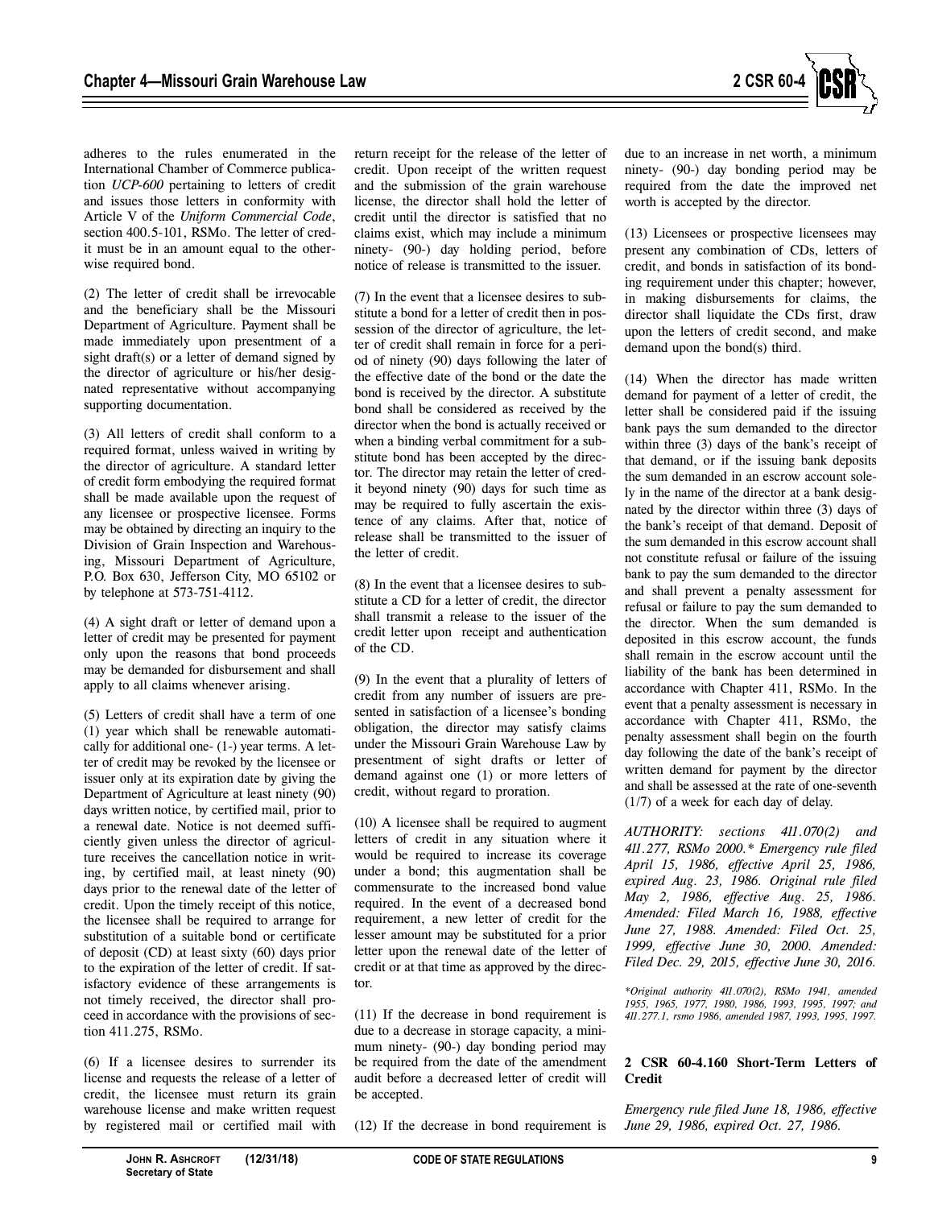adheres to the rules enumerated in the International Chamber of Commerce publication *UCP-600* pertaining to letters of credit and issues those letters in conformity with Article V of the *Uniform Commercial Code*, section 400.5-101, RSMo. The letter of credit must be in an amount equal to the otherwise required bond.

(2) The letter of credit shall be irrevocable and the beneficiary shall be the Missouri Department of Agriculture. Payment shall be made immediately upon presentment of a sight draft(s) or a letter of demand signed by the director of agriculture or his/her designated representative without accompanying supporting documentation.

(3) All letters of credit shall conform to a required format, unless waived in writing by the director of agriculture. A standard letter of credit form embodying the required format shall be made available upon the request of any licensee or prospective licensee. Forms may be obtained by directing an inquiry to the Division of Grain Inspection and Warehousing, Missouri Department of Agriculture, P.O. Box 630, Jefferson City, MO 65102 or by telephone at 573-751-4112.

(4) A sight draft or letter of demand upon a letter of credit may be presented for payment only upon the reasons that bond proceeds may be demanded for disbursement and shall apply to all claims whenever arising.

(5) Letters of credit shall have a term of one (1) year which shall be renewable automatically for additional one- (1-) year terms. A letter of credit may be revoked by the licensee or issuer only at its expiration date by giving the Department of Agriculture at least ninety (90) days written notice, by certified mail, prior to a renewal date. Notice is not deemed sufficiently given unless the director of agriculture receives the cancellation notice in writing, by certified mail, at least ninety (90) days prior to the renewal date of the letter of credit. Upon the timely receipt of this notice, the licensee shall be required to arrange for substitution of a suitable bond or certificate of deposit (CD) at least sixty (60) days prior to the expiration of the letter of credit. If satisfactory evidence of these arrangements is not timely received, the director shall proceed in accordance with the provisions of section 411.275, RSMo.

(6) If a licensee desires to surrender its license and requests the release of a letter of credit, the licensee must return its grain warehouse license and make written request by registered mail or certified mail with return receipt for the release of the letter of credit. Upon receipt of the written request and the submission of the grain warehouse license, the director shall hold the letter of credit until the director is satisfied that no claims exist, which may include a minimum ninety- (90-) day holding period, before notice of release is transmitted to the issuer.

(7) In the event that a licensee desires to substitute a bond for a letter of credit then in possession of the director of agriculture, the letter of credit shall remain in force for a period of ninety (90) days following the later of the effective date of the bond or the date the bond is received by the director. A substitute bond shall be considered as received by the director when the bond is actually received or when a binding verbal commitment for a substitute bond has been accepted by the director. The director may retain the letter of credit beyond ninety (90) days for such time as may be required to fully ascertain the existence of any claims. After that, notice of release shall be transmitted to the issuer of the letter of credit.

(8) In the event that a licensee desires to substitute a CD for a letter of credit, the director shall transmit a release to the issuer of the credit letter upon receipt and authentication of the CD.

(9) In the event that a plurality of letters of credit from any number of issuers are presented in satisfaction of a licensee's bonding obligation, the director may satisfy claims under the Missouri Grain Warehouse Law by presentment of sight drafts or letter of demand against one (1) or more letters of credit, without regard to proration.

(10) A licensee shall be required to augment letters of credit in any situation where it would be required to increase its coverage under a bond; this augmentation shall be commensurate to the increased bond value required. In the event of a decreased bond requirement, a new letter of credit for the lesser amount may be substituted for a prior letter upon the renewal date of the letter of credit or at that time as approved by the director.

(11) If the decrease in bond requirement is due to a decrease in storage capacity, a minimum ninety- (90-) day bonding period may be required from the date of the amendment audit before a decreased letter of credit will be accepted.

(12) If the decrease in bond requirement is due to an increase in net worth, a minimum ninety- (90-) day bonding period may be required from the date the improved net worth is accepted by the director.

(13) Licensees or prospective licensees may present any combination of CDs, letters of credit, and bonds in satisfaction of its bonding requirement under this chapter; however, in making disbursements for claims, the director shall liquidate the CDs first, draw upon the letters of credit second, and make demand upon the bond(s) third.

(14) When the director has made written demand for payment of a letter of credit, the letter shall be considered paid if the issuing bank pays the sum demanded to the director within three (3) days of the bank's receipt of that demand, or if the issuing bank deposits the sum demanded in an escrow account solely in the name of the director at a bank designated by the director within three (3) days of the bank's receipt of that demand. Deposit of the sum demanded in this escrow account shall not constitute refusal or failure of the issuing bank to pay the sum demanded to the director and shall prevent a penalty assessment for refusal or failure to pay the sum demanded to the director. When the sum demanded is deposited in this escrow account, the funds shall remain in the escrow account until the liability of the bank has been determined in accordance with Chapter 411, RSMo. In the event that a penalty assessment is necessary in accordance with Chapter 411, RSMo, the penalty assessment shall begin on the fourth day following the date of the bank's receipt of written demand for payment by the director and shall be assessed at the rate of one-seventh (1/7) of a week for each day of delay.

*AUTHORITY: sections 411.070(2) and 411.277, RSMo 2000.\* Emergency rule filed April 15, 1986, effective April 25, 1986, expired Aug. 23, 1986. Original rule filed May 2, 1986, effective Aug. 25, 1986. Amended: Filed March 16, 1988, effective June 27, 1988. Amended: Filed Oct. 25, 1999, effective June 30, 2000. Amended: Filed Dec. 29, 2015, effective June 30, 2016.*

*\*Original authority 411.070(2), RSMo 1941, amended 1955, 1965, 1977, 1980, 1986, 1993, 1995, 1997; and 411.277.1, rsmo 1986, amended 1987, 1993, 1995, 1997.*

**2 CSR 60-4.160 Short-Term Letters of Credit**

*Emergency rule filed June 18, 1986, effective June 29, 1986, expired Oct. 27, 1986.*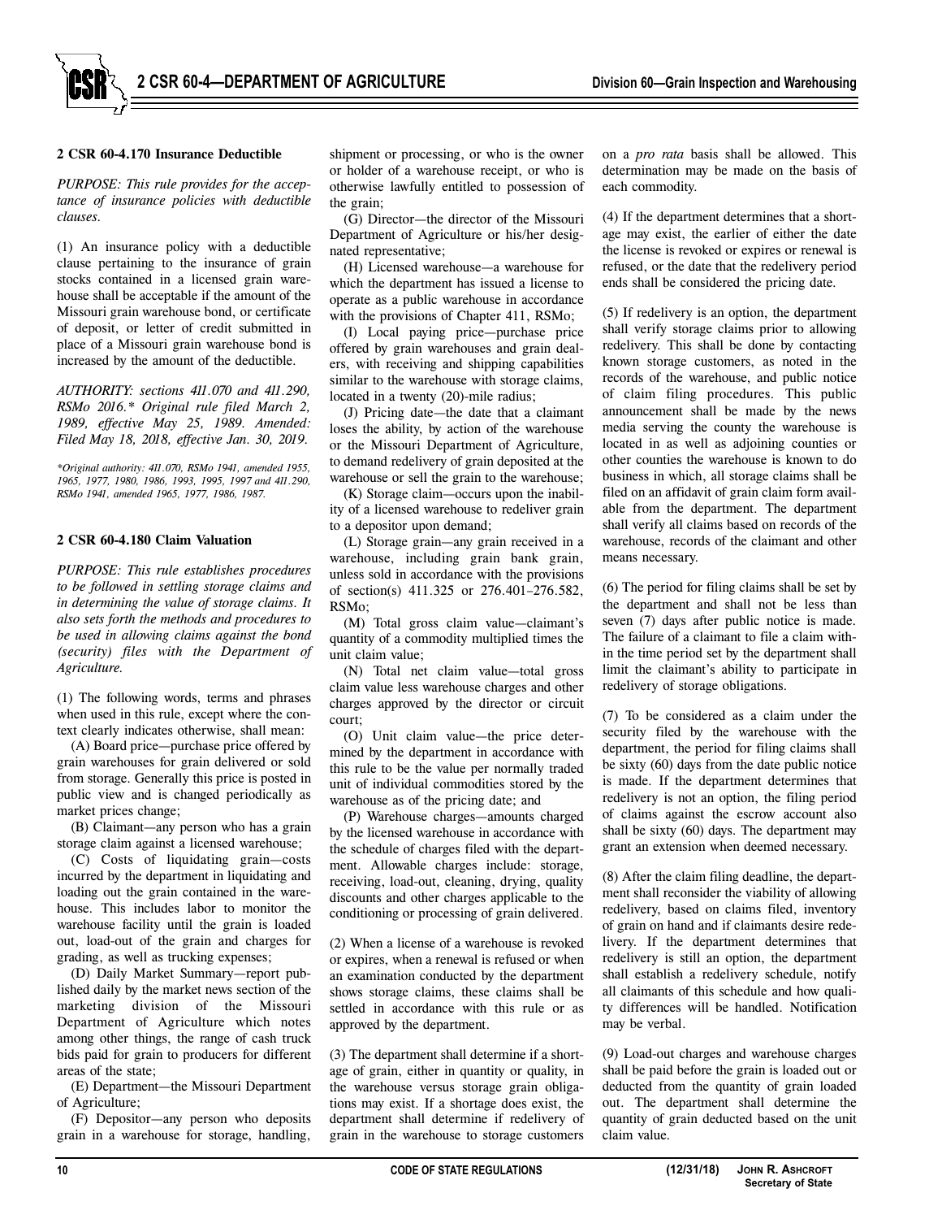## 2 CSR 60-4.170 Insurance Deductible

*PURPOSE: This rule provides for the acceptance of insurance policies with deductible clauses.*

(1) An insurance policy with a deductible clause pertaining to the insurance of grain stocks contained in a licensed grain warehouse shall be acceptable if the amount of the Missouri grain warehouse bond, or certificate of deposit, or letter of credit submitted in place of a Missouri grain warehouse bond is increased by the amount of the deductible.

*AUTHORITY: sections 411.070 and 411.290, RSMo 2016.\* Original rule filed March 2, 1989, effective May 25, 1989. Amended: Filed May 18, 2018, effective Jan. 30, 2019.*

*\*Original authority: 411.070, RSMo 1941, amended 1955, 1965, 1977, 1980, 1986, 1993, 1995, 1997 and 411.290, RSMo 1941, amended 1965, 1977, 1986, 1987.*

## 2 CSR 60-4.180 Claim Valuation

*PURPOSE: This rule establishes procedures to be followed in settling storage claims and in determining the value of storage claims. It also sets forth the methods and procedures to be used in allowing claims against the bond (security) files with the Department of Agriculture.*

(1) The following words, terms and phrases when used in this rule, except where the context clearly indicates otherwise, shall mean:

(A) Board price—purchase price offered by grain warehouses for grain delivered or sold from storage. Generally this price is posted in public view and is changed periodically as market prices change;

(B) Claimant—any person who has a grain storage claim against a licensed warehouse;

(C) Costs of liquidating grain—costs incurred by the department in liquidating and loading out the grain contained in the warehouse. This includes labor to monitor the warehouse facility until the grain is loaded out, load-out of the grain and charges for grading, as well as trucking expenses;

(D) Daily Market Summary—report published daily by the market news section of the marketing division of the Missouri Department of Agriculture which notes among other things, the range of cash truck bids paid for grain to producers for different areas of the state;

(E) Department—the Missouri Department of Agriculture;

(F) Depositor—any person who deposits grain in a warehouse for storage, handling, shipment or processing, or who is the owner or holder of a warehouse receipt, or who is otherwise lawfully entitled to possession of the grain;

(G) Director—the director of the Missouri Department of Agriculture or his/her designated representative;

(H) Licensed warehouse—a warehouse for which the department has issued a license to operate as a public warehouse in accordance with the provisions of Chapter 411, RSMo;

(I) Local paying price—purchase price offered by grain warehouses and grain dealers, with receiving and shipping capabilities similar to the warehouse with storage claims, located in a twenty (20)-mile radius;

(J) Pricing date—the date that a claimant loses the ability, by action of the warehouse or the Missouri Department of Agriculture, to demand redelivery of grain deposited at the warehouse or sell the grain to the warehouse;

(K) Storage claim—occurs upon the inability of a licensed warehouse to redeliver grain to a depositor upon demand;

(L) Storage grain—any grain received in a warehouse, including grain bank grain, unless sold in accordance with the provisions of section(s) 411.325 or 276.401–276.582, RSMo;

(M) Total gross claim value—claimant's quantity of a commodity multiplied times the unit claim value;

(N) Total net claim value—total gross claim value less warehouse charges and other charges approved by the director or circuit court;

(O) Unit claim value—the price determined by the department in accordance with this rule to be the value per normally traded unit of individual commodities stored by the warehouse as of the pricing date; and

(P) Warehouse charges—amounts charged by the licensed warehouse in accordance with the schedule of charges filed with the department. Allowable charges include: storage, receiving, load-out, cleaning, drying, quality discounts and other charges applicable to the conditioning or processing of grain delivered.

(2) When a license of a warehouse is revoked or expires, when a renewal is refused or when an examination conducted by the department shows storage claims, these claims shall be settled in accordance with this rule or as approved by the department.

(3) The department shall determine if a shortage of grain, either in quantity or quality, in the warehouse versus storage grain obligations may exist. If a shortage does exist, the department shall determine if redelivery of grain in the warehouse to storage customers on a *pro rata* basis shall be allowed. This determination may be made on the basis of each commodity.

(4) If the department determines that a shortage may exist, the earlier of either the date the license is revoked or expires or renewal is refused, or the date that the redelivery period ends shall be considered the pricing date.

(5) If redelivery is an option, the department shall verify storage claims prior to allowing redelivery. This shall be done by contacting known storage customers, as noted in the records of the warehouse, and public notice of claim filing procedures. This public announcement shall be made by the news media serving the county the warehouse is located in as well as adjoining counties or other counties the warehouse is known to do business in which, all storage claims shall be filed on an affidavit of grain claim form available from the department. The department shall verify all claims based on records of the warehouse, records of the claimant and other means necessary.

(6) The period for filing claims shall be set by the department and shall not be less than seven (7) days after public notice is made. The failure of a claimant to file a claim within the time period set by the department shall limit the claimant's ability to participate in redelivery of storage obligations.

(7) To be considered as a claim under the security filed by the warehouse with the department, the period for filing claims shall be sixty (60) days from the date public notice is made. If the department determines that redelivery is not an option, the filing period of claims against the escrow account also shall be sixty (60) days. The department may grant an extension when deemed necessary.

(8) After the claim filing deadline, the department shall reconsider the viability of allowing redelivery, based on claims filed, inventory of grain on hand and if claimants desire redelivery. If the department determines that redelivery is still an option, the department shall establish a redelivery schedule, notify all claimants of this schedule and how quality differences will be handled. Notification may be verbal.

(9) Load-out charges and warehouse charges shall be paid before the grain is loaded out or deducted from the quantity of grain loaded out. The department shall determine the quantity of grain deducted based on the unit claim value.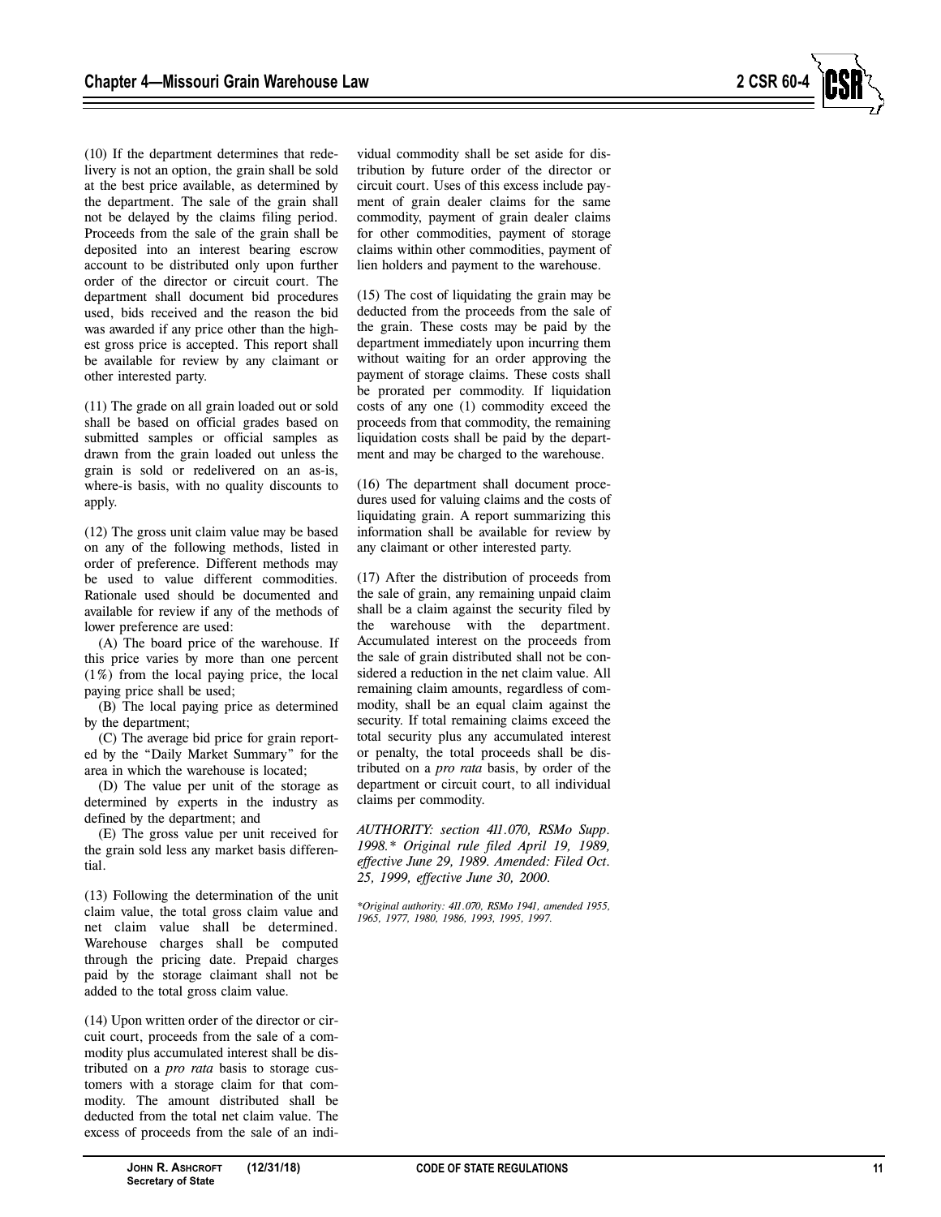(10) If the department determines that redelivery is not an option, the grain shall be sold at the best price available, as determined by the department. The sale of the grain shall not be delayed by the claims filing period. Proceeds from the sale of the grain shall be deposited into an interest bearing escrow account to be distributed only upon further order of the director or circuit court. The department shall document bid procedures used, bids received and the reason the bid was awarded if any price other than the highest gross price is accepted. This report shall be available for review by any claimant or other interested party.

(11) The grade on all grain loaded out or sold shall be based on official grades based on submitted samples or official samples as drawn from the grain loaded out unless the grain is sold or redelivered on an as-is, where-is basis, with no quality discounts to apply.

(12) The gross unit claim value may be based on any of the following methods, listed in order of preference. Different methods may be used to value different commodities. Rationale used should be documented and available for review if any of the methods of lower preference are used:

(A) The board price of the warehouse. If this price varies by more than one percent (1%) from the local paying price, the local paying price shall be used;

(B) The local paying price as determined by the department;

(C) The average bid price for grain reported by the "Daily Market Summary" for the area in which the warehouse is located;

(D) The value per unit of the storage as determined by experts in the industry as defined by the department; and

(E) The gross value per unit received for the grain sold less any market basis differential.

(13) Following the determination of the unit claim value, the total gross claim value and net claim value shall be determined. Warehouse charges shall be computed through the pricing date. Prepaid charges paid by the storage claimant shall not be added to the total gross claim value.

(14) Upon written order of the director or circuit court, proceeds from the sale of a commodity plus accumulated interest shall be distributed on a *pro rata* basis to storage customers with a storage claim for that commodity. The amount distributed shall be deducted from the total net claim value. The excess of proceeds from the sale of an individual commodity shall be set aside for distribution by future order of the director or circuit court. Uses of this excess include payment of grain dealer claims for the same commodity, payment of grain dealer claims for other commodities, payment of storage claims within other commodities, payment of lien holders and payment to the warehouse.

(15) The cost of liquidating the grain may be deducted from the proceeds from the sale of the grain. These costs may be paid by the department immediately upon incurring them without waiting for an order approving the payment of storage claims. These costs shall be prorated per commodity. If liquidation costs of any one (1) commodity exceed the proceeds from that commodity, the remaining liquidation costs shall be paid by the department and may be charged to the warehouse.

(16) The department shall document procedures used for valuing claims and the costs of liquidating grain. A report summarizing this information shall be available for review by any claimant or other interested party.

(17) After the distribution of proceeds from the sale of grain, any remaining unpaid claim shall be a claim against the security filed by the warehouse with the department. Accumulated interest on the proceeds from the sale of grain distributed shall not be considered a reduction in the net claim value. All remaining claim amounts, regardless of commodity, shall be an equal claim against the security. If total remaining claims exceed the total security plus any accumulated interest or penalty, the total proceeds shall be distributed on a *pro rata* basis, by order of the department or circuit court, to all individual claims per commodity.

*AUTHORITY: section 411.070, RSMo Supp. 1998.\* Original rule filed April 19, 1989, effective June 29, 1989. Amended: Filed Oct. 25, 1999, effective June 30, 2000.*

*\*Original authority: 411.070, RSMo 1941, amended 1955, 1965, 1977, 1980, 1986, 1993, 1995, 1997.*